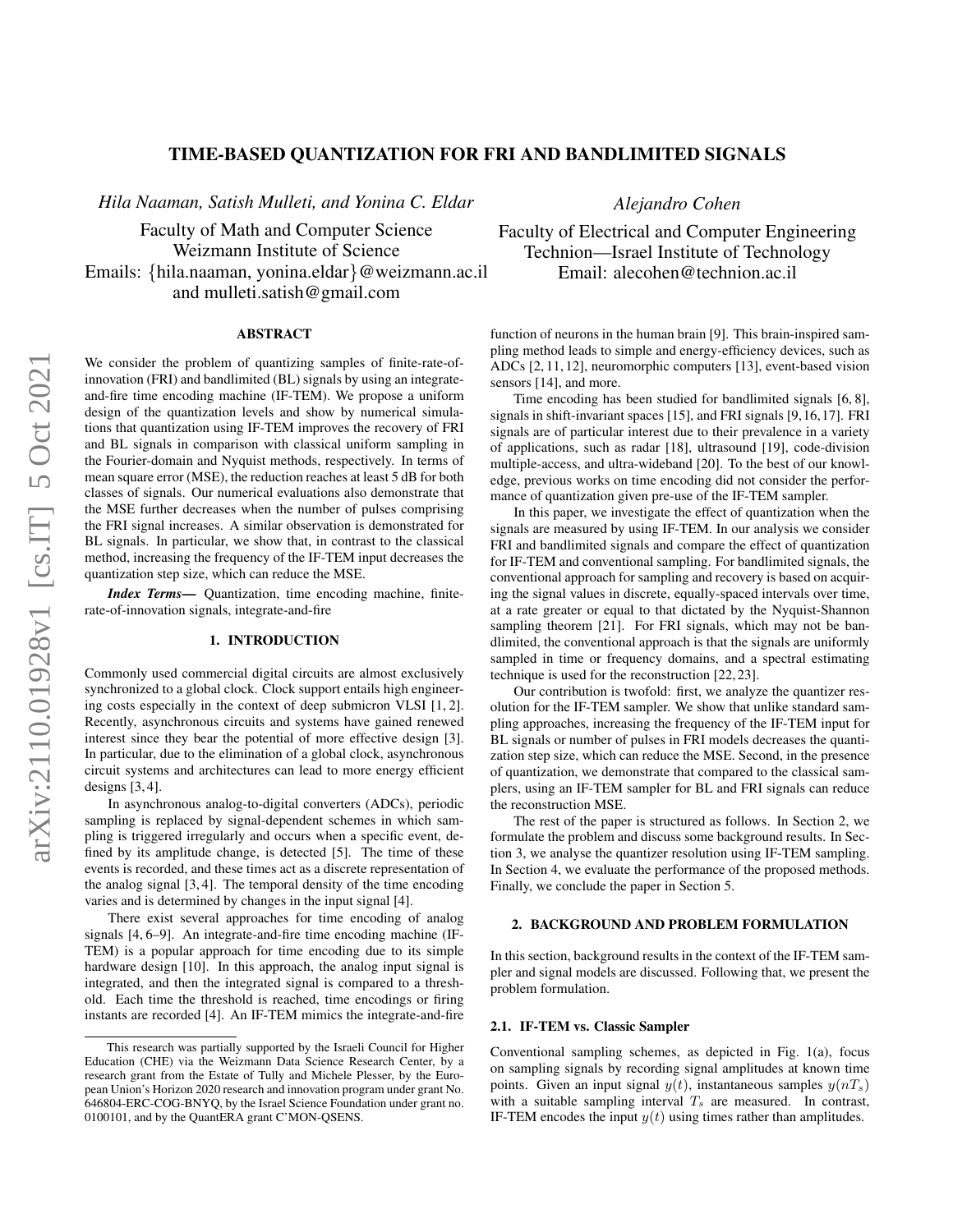# TIME-BASED QUANTIZATION FOR FRI AND BANDLIMITED SIGNALS

*Hila Naaman, Satish Mulleti, and Yonina C. Eldar*

Faculty of Math and Computer Science
Weizmann Institute of Science
Emails: {hila.naaman, yonina.eldar}@weizmann.ac.il
and mulleti.satish@gmail.com

*Alejandro Cohen*

Faculty of Electrical and Computer Engineering
Technion—Israel Institute of Technology
Email: alecohen@technion.ac.il

## ABSTRACT

We consider the problem of quantizing samples of finite-rate-of-innovation (FRI) and bandlimited (BL) signals by using an integrate-and-fire time encoding machine (IF-TEM). We propose a uniform design of the quantization levels and show by numerical simulations that quantization using IF-TEM improves the recovery of FRI and BL signals in comparison with classical uniform sampling in the Fourier-domain and Nyquist methods, respectively. In terms of mean square error (MSE), the reduction reaches at least 5 dB for both classes of signals. Our numerical evaluations also demonstrate that the MSE further decreases when the number of pulses comprising the FRI signal increases. A similar observation is demonstrated for BL signals. In particular, we show that, in contrast to the classical method, increasing the frequency of the IF-TEM input decreases the quantization step size, which can reduce the MSE.

***Index Terms***— Quantization, time encoding machine, finite-rate-of-innovation signals, integrate-and-fire

## 1. INTRODUCTION

Commonly used commercial digital circuits are almost exclusively synchronized to a global clock. Clock support entails high engineering costs especially in the context of deep submicron VLSI [1, 2]. Recently, asynchronous circuits and systems have gained renewed interest since they bear the potential of more effective design [3]. In particular, due to the elimination of a global clock, asynchronous circuit systems and architectures can lead to more energy efficient designs [3, 4].

In asynchronous analog-to-digital converters (ADCs), periodic sampling is replaced by signal-dependent schemes in which sampling is triggered irregularly and occurs when a specific event, defined by its amplitude change, is detected [5]. The time of these events is recorded, and these times act as a discrete representation of the analog signal [3, 4]. The temporal density of the time encoding varies and is determined by changes in the input signal [4].

There exist several approaches for time encoding of analog signals [4, 6–9]. An integrate-and-fire time encoding machine (IF-TEM) is a popular approach for time encoding due to its simple hardware design [10]. In this approach, the analog input signal is integrated, and then the integrated signal is compared to a threshold. Each time the threshold is reached, time encodings or firing instants are recorded [4]. An IF-TEM mimics the integrate-and-fire function of neurons in the human brain [9]. This brain-inspired sampling method leads to simple and energy-efficiency devices, such as ADCs [2, 11, 12], neuromorphic computers [13], event-based vision sensors [14], and more.

Time encoding has been studied for bandlimited signals [6, 8], signals in shift-invariant spaces [15], and FRI signals [9, 16, 17]. FRI signals are of particular interest due to their prevalence in a variety of applications, such as radar [18], ultrasound [19], code-division multiple-access, and ultra-wideband [20]. To the best of our knowledge, previous works on time encoding did not consider the performance of quantization given pre-use of the IF-TEM sampler.

In this paper, we investigate the effect of quantization when the signals are measured by using IF-TEM. In our analysis we consider FRI and bandlimited signals and compare the effect of quantization for IF-TEM and conventional sampling. For bandlimited signals, the conventional approach for sampling and recovery is based on acquiring the signal values in discrete, equally-spaced intervals over time, at a rate greater or equal to that dictated by the Nyquist-Shannon sampling theorem [21]. For FRI signals, which may not be bandlimited, the conventional approach is that the signals are uniformly sampled in time or frequency domains, and a spectral estimating technique is used for the reconstruction [22, 23].

Our contribution is twofold: first, we analyze the quantizer resolution for the IF-TEM sampler. We show that unlike standard sampling approaches, increasing the frequency of the IF-TEM input for BL signals or number of pulses in FRI models decreases the quantization step size, which can reduce the MSE. Second, in the presence of quantization, we demonstrate that compared to the classical samplers, using an IF-TEM sampler for BL and FRI signals can reduce the reconstruction MSE.

The rest of the paper is structured as follows. In Section 2, we formulate the problem and discuss some background results. In Section 3, we analyse the quantizer resolution using IF-TEM sampling. In Section 4, we evaluate the performance of the proposed methods. Finally, we conclude the paper in Section 5.

## 2. BACKGROUND AND PROBLEM FORMULATION

In this section, background results in the context of the IF-TEM sampler and signal models are discussed. Following that, we present the problem formulation.

### 2.1. IF-TEM vs. Classic Sampler

Conventional sampling schemes, as depicted in Fig. 1(a), focus on sampling signals by recording signal amplitudes at known time points. Given an input signal $y(t)$, instantaneous samples $y(nT_s)$ with a suitable sampling interval $T_s$ are measured. In contrast, IF-TEM encodes the input $y(t)$ using times rather than amplitudes.

This research was partially supported by the Israeli Council for Higher Education (CHE) via the Weizmann Data Science Research Center, by a research grant from the Estate of Tully and Michele Plesser, by the European Union's Horizon 2020 research and innovation program under grant No. 646804-ERC-COG-BNYQ, by the Israel Science Foundation under grant no. 0100101, and by the QuantERA grant C'MON-QSENS.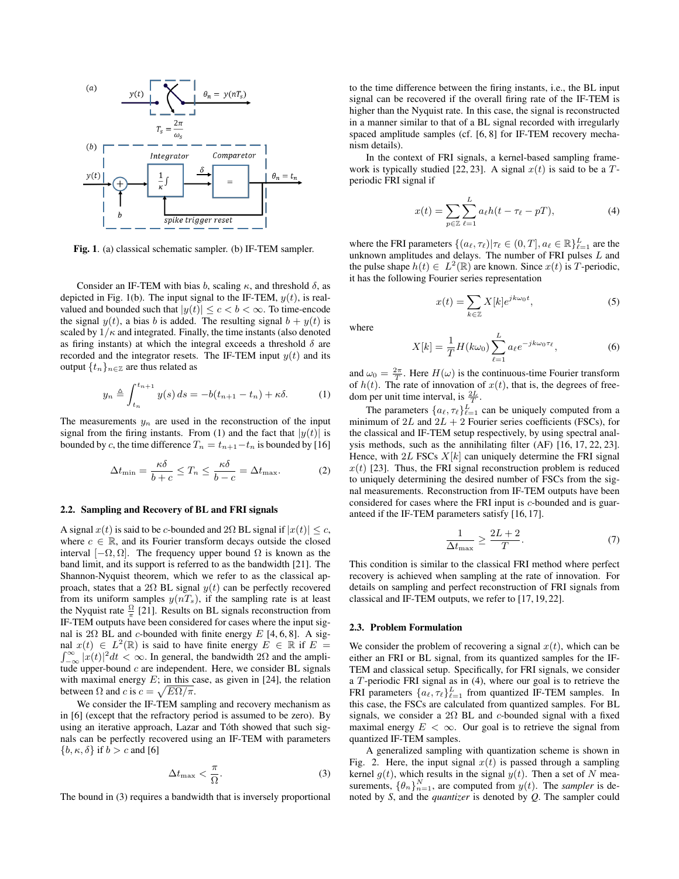**Fig. 1**. (a) classical schematic sampler. (b) IF-TEM sampler.

Consider an IF-TEM with bias $b$, scaling $\kappa$, and threshold $\delta$, as depicted in Fig. 1(b). The input signal to the IF-TEM, $y(t)$, is real-valued and bounded such that $|y(t)| \leq c < b < \infty$. To time-encode the signal $y(t)$, a bias $b$ is added. The resulting signal $b + y(t)$ is scaled by $1/\kappa$ and integrated. Finally, the time instants (also denoted as firing instants) at which the integral exceeds a threshold $\delta$ are recorded and the integrator resets. The IF-TEM input $y(t)$ and its output $\{t_n\}_{n\in\mathbb{Z}}$ are thus related as

$$y_n \triangleq \int_{t_n}^{t_{n+1}} y(s)\, ds = -b(t_{n+1} - t_n) + \kappa\delta. \tag{1}$$

The measurements $y_n$ are used in the reconstruction of the input signal from the firing instants. From (1) and the fact that $|y(t)|$ is bounded by $c$, the time difference $T_n = t_{n+1} - t_n$ is bounded by [16]

$$\Delta t_{\min} = \frac{\kappa\delta}{b+c} \leq T_n \leq \frac{\kappa\delta}{b-c} = \Delta t_{\max}. \tag{2}$$

### 2.2. Sampling and Recovery of BL and FRI signals

A signal $x(t)$ is said to be $c$-bounded and $2\Omega$ BL signal if $|x(t)| \leq c$, where $c \in \mathbb{R}$, and its Fourier transform decays outside the closed interval $[-\Omega, \Omega]$. The frequency upper bound $\Omega$ is known as the band limit, and its support is referred to as the bandwidth [21]. The Shannon-Nyquist theorem, which we refer to as the classical approach, states that a $2\Omega$ BL signal $y(t)$ can be perfectly recovered from its uniform samples $y(nT_s)$, if the sampling rate is at least the Nyquist rate $\frac{\Omega}{\pi}$ [21]. Results on BL signals reconstruction from IF-TEM outputs have been considered for cases where the input signal is $2\Omega$ BL and $c$-bounded with finite energy $E$ [4, 6, 8]. A signal $x(t) \in L^2(\mathbb{R})$ is said to have finite energy $E \in \mathbb{R}$ if $E = \int_{-\infty}^{\infty} |x(t)|^2 dt < \infty$. In general, the bandwidth $2\Omega$ and the amplitude upper-bound $c$ are independent. Here, we consider BL signals with maximal energy $E$; in this case, as given in [24], the relation between $\Omega$ and $c$ is $c = \sqrt{E\Omega/\pi}$.

We consider the IF-TEM sampling and recovery mechanism as in [6] (except that the refractory period is assumed to be zero). By using an iterative approach, Lazar and Tóth showed that such signals can be perfectly recovered using an IF-TEM with parameters $\{b, \kappa, \delta\}$ if $b > c$ and [6]

$$\Delta t_{\max} < \frac{\pi}{\Omega}. \tag{3}$$

The bound in (3) requires a bandwidth that is inversely proportional to the time difference between the firing instants, i.e., the BL input signal can be recovered if the overall firing rate of the IF-TEM is higher than the Nyquist rate. In this case, the signal is reconstructed in a manner similar to that of a BL signal recorded with irregularly spaced amplitude samples (cf. [6, 8] for IF-TEM recovery mechanism details).

In the context of FRI signals, a kernel-based sampling framework is typically studied [22, 23]. A signal $x(t)$ is said to be a $T$-periodic FRI signal if

$$x(t) = \sum_{p\in\mathbb{Z}} \sum_{\ell=1}^{L} a_\ell h(t - \tau_\ell - pT), \tag{4}$$

where the FRI parameters $\{(a_\ell, \tau_\ell) | \tau_\ell \in (0, T], a_\ell \in \mathbb{R}\}_{\ell=1}^{L}$ are the unknown amplitudes and delays. The number of FRI pulses $L$ and the pulse shape $h(t) \in L^2(\mathbb{R})$ are known. Since $x(t)$ is $T$-periodic, it has the following Fourier series representation

$$x(t) = \sum_{k\in\mathbb{Z}} X[k] e^{jk\omega_0 t}, \tag{5}$$

where

$$X[k] = \frac{1}{T} H(k\omega_0) \sum_{\ell=1}^{L} a_\ell e^{-jk\omega_0\tau_\ell}, \tag{6}$$

and $\omega_0 = \frac{2\pi}{T}$. Here $H(\omega)$ is the continuous-time Fourier transform of $h(t)$. The rate of innovation of $x(t)$, that is, the degrees of freedom per unit time interval, is $\frac{2L}{T}$.

The parameters $\{a_\ell, \tau_\ell\}_{\ell=1}^{L}$ can be uniquely computed from a minimum of $2L$ and $2L+2$ Fourier series coefficients (FSCs), for the classical and IF-TEM setup respectively, by using spectral analysis methods, such as the annihilating filter (AF) [16, 17, 22, 23]. Hence, with $2L$ FSCs $X[k]$ can uniquely determine the FRI signal $x(t)$ [23]. Thus, the FRI signal reconstruction problem is reduced to uniquely determining the desired number of FSCs from the signal measurements. Reconstruction from IF-TEM outputs have been considered for cases where the FRI input is $c$-bounded and is guaranteed if the IF-TEM parameters satisfy [16, 17].

$$\frac{1}{\Delta t_{\max}} \geq \frac{2L+2}{T}. \tag{7}$$

This condition is similar to the classical FRI method where perfect recovery is achieved when sampling at the rate of innovation. For details on sampling and perfect reconstruction of FRI signals from classical and IF-TEM outputs, we refer to [17, 19, 22].

### 2.3. Problem Formulation

We consider the problem of recovering a signal $x(t)$, which can be either an FRI or BL signal, from its quantized samples for the IF-TEM and classical setup. Specifically, for FRI signals, we consider a $T$-periodic FRI signal as in (4), where our goal is to retrieve the FRI parameters $\{a_\ell, \tau_\ell\}_{\ell=1}^{L}$ from quantized IF-TEM samples. In this case, the FSCs are calculated from quantized samples. For BL signals, we consider a $2\Omega$ BL and $c$-bounded signal with a fixed maximal energy $E < \infty$. Our goal is to retrieve the signal from quantized IF-TEM samples.

A generalized sampling with quantization scheme is shown in Fig. 2. Here, the input signal $x(t)$ is passed through a sampling kernel $g(t)$, which results in the signal $y(t)$. Then a set of $N$ measurements, $\{\theta_n\}_{n=1}^{N}$, are computed from $y(t)$. The *sampler* is denoted by *S*, and the *quantizer* is denoted by *Q*. The sampler could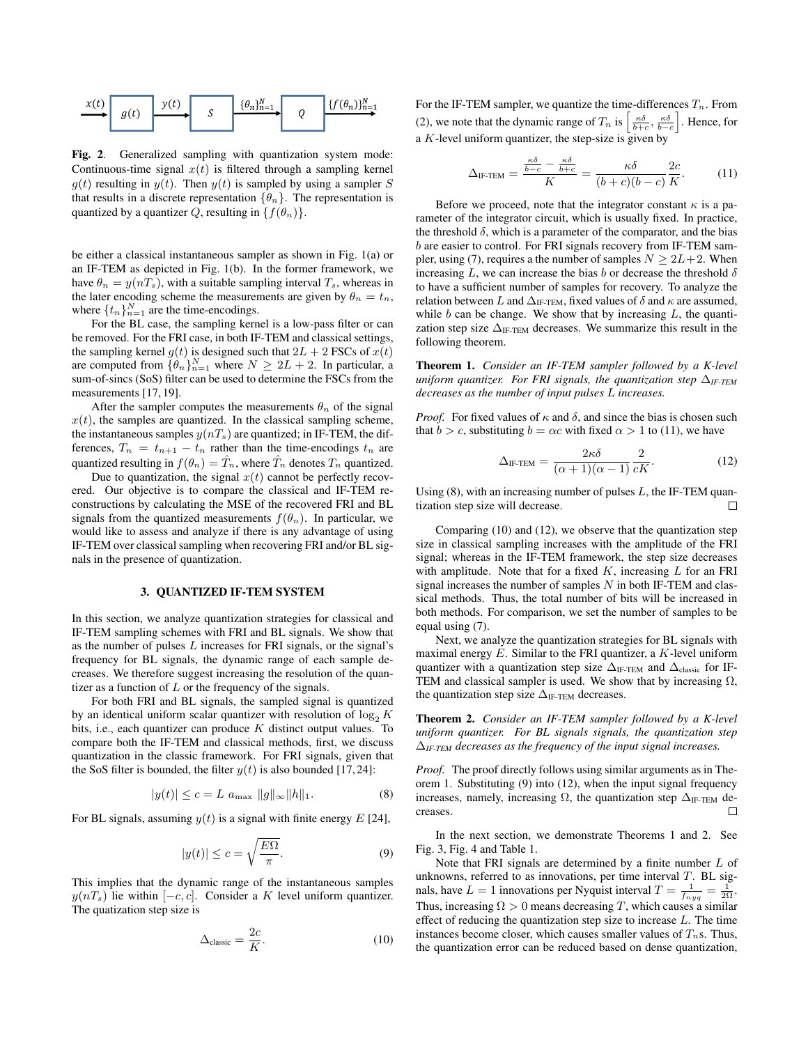**Fig. 2**. Generalized sampling with quantization system mode: Continuous-time signal $x(t)$ is filtered through a sampling kernel $g(t)$ resulting in $y(t)$. Then $y(t)$ is sampled by using a sampler $S$ that results in a discrete representation $\{\theta_n\}$. The representation is quantized by a quantizer $Q$, resulting in $\{f(\theta_n)\}$.

be either a classical instantaneous sampler as shown in Fig. 1(a) or an IF-TEM as depicted in Fig. 1(b). In the former framework, we have $\theta_n = y(nT_s)$, with a suitable sampling interval $T_s$, whereas in the later encoding scheme the measurements are given by $\theta_n = t_n$, where $\{t_n\}_{n=1}^N$ are the time-encodings.

For the BL case, the sampling kernel is a low-pass filter or can be removed. For the FRI case, in both IF-TEM and classical settings, the sampling kernel $g(t)$ is designed such that $2L+2$ FSCs of $x(t)$ are computed from $\{\theta_n\}_{n=1}^N$ where $N \geq 2L+2$. In particular, a sum-of-sincs (SoS) filter can be used to determine the FSCs from the measurements [17, 19].

After the sampler computes the measurements $\theta_n$ of the signal $x(t)$, the samples are quantized. In the classical sampling scheme, the instantaneous samples $y(nT_s)$ are quantized; in IF-TEM, the differences, $T_n = t_{n+1} - t_n$ rather than the time-encodings $t_n$ are quantized resulting in $f(\theta_n) = \hat{T}_n$, where $\hat{T}_n$ denotes $T_n$ quantized.

Due to quantization, the signal $x(t)$ cannot be perfectly recovered. Our objective is to compare the classical and IF-TEM reconstructions by calculating the MSE of the recovered FRI and BL signals from the quantized measurements $f(\theta_n)$. In particular, we would like to assess and analyze if there is any advantage of using IF-TEM over classical sampling when recovering FRI and/or BL signals in the presence of quantization.

## 3. QUANTIZED IF-TEM SYSTEM

In this section, we analyze quantization strategies for classical and IF-TEM sampling schemes with FRI and BL signals. We show that as the number of pulses $L$ increases for FRI signals, or the signal's frequency for BL signals, the dynamic range of each sample decreases. We therefore suggest increasing the resolution of the quantizer as a function of $L$ or the frequency of the signals.

For both FRI and BL signals, the sampled signal is quantized by an identical uniform scalar quantizer with resolution of $\log_2 K$ bits, i.e., each quantizer can produce $K$ distinct output values. To compare both the IF-TEM and classical methods, first, we discuss quantization in the classic framework. For FRI signals, given that the SoS filter is bounded, the filter $y(t)$ is also bounded [17, 24]:

$$|y(t)| \leq c = L\ a_{\max}\ \|g\|_\infty \|h\|_1. \tag{8}$$

For BL signals, assuming $y(t)$ is a signal with finite energy $E$ [24],

$$|y(t)| \leq c = \sqrt{\frac{E\Omega}{\pi}}. \tag{9}$$

This implies that the dynamic range of the instantaneous samples $y(nT_s)$ lie within $[-c, c]$. Consider a $K$ level uniform quantizer. The quatization step size is

$$\Delta_{\text{classic}} = \frac{2c}{K}. \tag{10}$$

For the IF-TEM sampler, we quantize the time-differences $T_n$. From (2), we note that the dynamic range of $T_n$ is $\left[\frac{\kappa\delta}{b+c}, \frac{\kappa\delta}{b-c}\right]$. Hence, for a $K$-level uniform quantizer, the step-size is given by

$$\Delta_{\text{IF-TEM}} = \frac{\frac{\kappa\delta}{b-c} - \frac{\kappa\delta}{b+c}}{K} = \frac{\kappa\delta}{(b+c)(b-c)}\frac{2c}{K}. \tag{11}$$

Before we proceed, note that the integrator constant $\kappa$ is a parameter of the integrator circuit, which is usually fixed. In practice, the threshold $\delta$, which is a parameter of the comparator, and the bias $b$ are easier to control. For FRI signals recovery from IF-TEM sampler, using (7), requires a the number of samples $N \geq 2L+2$. When increasing $L$, we can increase the bias $b$ or decrease the threshold $\delta$ to have a sufficient number of samples for recovery. To analyze the relation between $L$ and $\Delta_{\text{IF-TEM}}$, fixed values of $\delta$ and $\kappa$ are assumed, while $b$ can be change. We show that by increasing $L$, the quantization step size $\Delta_{\text{IF-TEM}}$ decreases. We summarize this result in the following theorem.

**Theorem 1.** *Consider an IF-TEM sampler followed by a K-level uniform quantizer. For FRI signals, the quantization step $\Delta_{\text{IF-TEM}}$ decreases as the number of input pulses $L$ increases.*

*Proof.* For fixed values of $\kappa$ and $\delta$, and since the bias is chosen such that $b > c$, substituting $b = \alpha c$ with fixed $\alpha > 1$ to (11), we have

$$\Delta_{\text{IF-TEM}} = \frac{2\kappa\delta}{(\alpha+1)(\alpha-1)}\frac{2}{cK}. \tag{12}$$

Using (8), with an increasing number of pulses $L$, the IF-TEM quantization step size will decrease. □

Comparing (10) and (12), we observe that the quantization step size in classical sampling increases with the amplitude of the FRI signal; whereas in the IF-TEM framework, the step size decreases with amplitude. Note that for a fixed $K$, increasing $L$ for an FRI signal increases the number of samples $N$ in both IF-TEM and classical methods. Thus, the total number of bits will be increased in both methods. For comparison, we set the number of samples to be equal using (7).

Next, we analyze the quantization strategies for BL signals with maximal energy $E$. Similar to the FRI quantizer, a $K$-level uniform quantizer with a quantization step size $\Delta_{\text{IF-TEM}}$ and $\Delta_{\text{classic}}$ for IF-TEM and classical sampler is used. We show that by increasing $\Omega$, the quantization step size $\Delta_{\text{IF-TEM}}$ decreases.

**Theorem 2.** *Consider an IF-TEM sampler followed by a K-level uniform quantizer. For BL signals signals, the quantization step $\Delta_{\text{IF-TEM}}$ decreases as the frequency of the input signal increases.*

*Proof.* The proof directly follows using similar arguments as in Theorem 1. Substituting (9) into (12), when the input signal frequency increases, namely, increasing $\Omega$, the quantization step $\Delta_{\text{IF-TEM}}$ decreases. □

In the next section, we demonstrate Theorems 1 and 2. See Fig. 3, Fig. 4 and Table 1.

Note that FRI signals are determined by a finite number $L$ of unknowns, referred to as innovations, per time interval $T$. BL signals, have $L = 1$ innovations per Nyquist interval $T = \frac{1}{f_{nyq}} = \frac{1}{2\Omega}$. Thus, increasing $\Omega > 0$ means decreasing $T$, which causes a similar effect of reducing the quantization step size to increase $L$. The time instances become closer, which causes smaller values of $T_n$s. Thus, the quantization error can be reduced based on dense quantization,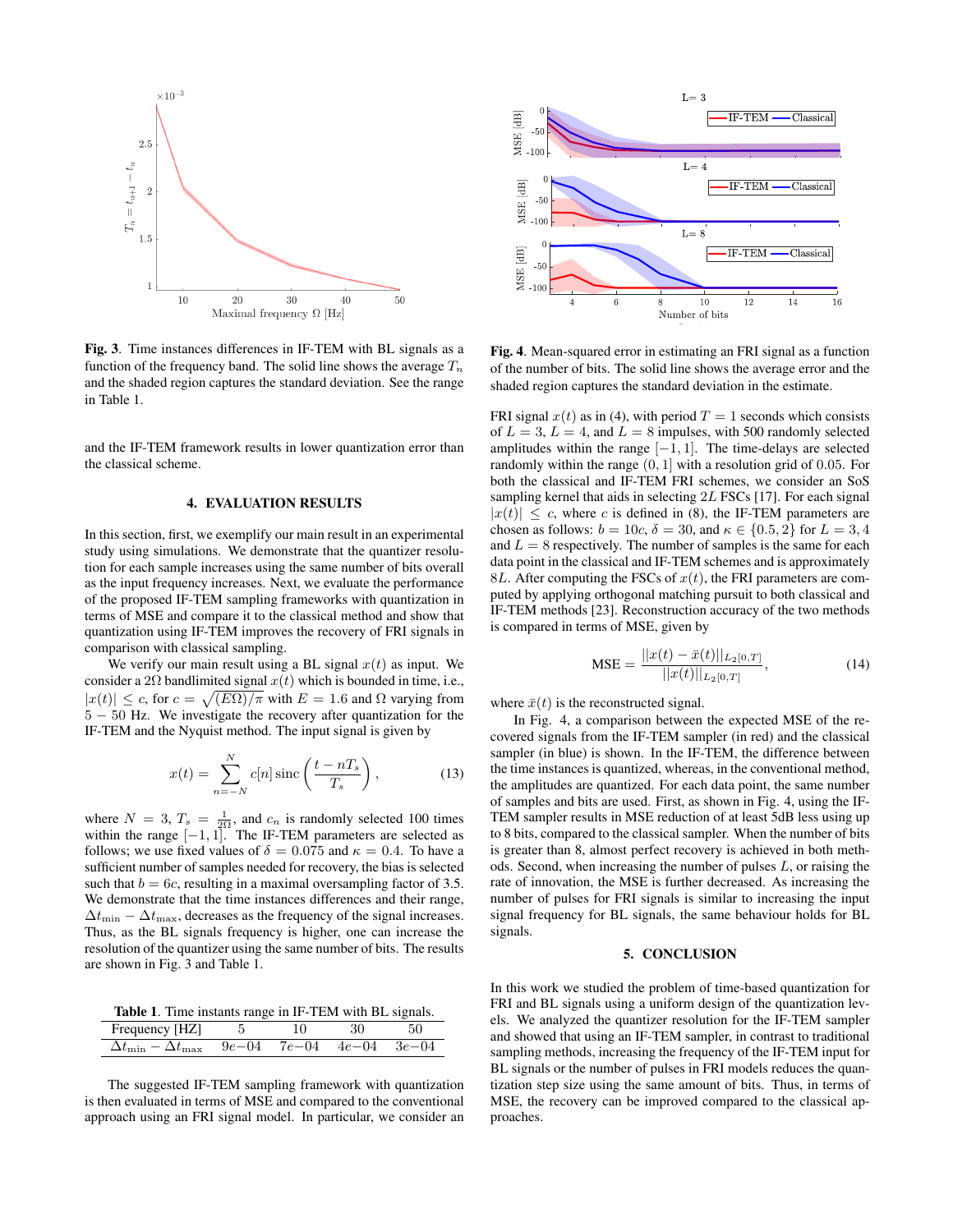**Fig. 3**. Time instances differences in IF-TEM with BL signals as a function of the frequency band. The solid line shows the average $T_n$ and the shaded region captures the standard deviation. See the range in Table 1.

and the IF-TEM framework results in lower quantization error than the classical scheme.

## 4. EVALUATION RESULTS

In this section, first, we exemplify our main result in an experimental study using simulations. We demonstrate that the quantizer resolution for each sample increases using the same number of bits overall as the input frequency increases. Next, we evaluate the performance of the proposed IF-TEM sampling frameworks with quantization in terms of MSE and compare it to the classical method and show that quantization using IF-TEM improves the recovery of FRI signals in comparison with classical sampling.

We verify our main result using a BL signal $x(t)$ as input. We consider a $2\Omega$ bandlimited signal $x(t)$ which is bounded in time, i.e., $|x(t)| \leq c$, for $c = \sqrt{(E\Omega)/\pi}$ with $E = 1.6$ and $\Omega$ varying from $5 - 50$ Hz. We investigate the recovery after quantization for the IF-TEM and the Nyquist method. The input signal is given by

$$x(t) = \sum_{n=-N}^{N} c[n] \operatorname{sinc}\left(\frac{t - nT_s}{T_s}\right), \tag{13}$$

where $N = 3$, $T_s = \frac{1}{2\Omega}$, and $c_n$ is randomly selected 100 times within the range $[-1, 1]$. The IF-TEM parameters are selected as follows; we use fixed values of $\delta = 0.075$ and $\kappa = 0.4$. To have a sufficient number of samples needed for recovery, the bias is selected such that $b = 6c$, resulting in a maximal oversampling factor of 3.5. We demonstrate that the time instances differences and their range, $\Delta t_{\min} - \Delta t_{\max}$, decreases as the frequency of the signal increases. Thus, as the BL signals frequency is higher, one can increase the resolution of the quantizer using the same number of bits. The results are shown in Fig. 3 and Table 1.

**Table 1**. Time instants range in IF-TEM with BL signals.

| Frequency [HZ] | 5 | 10 | 30 | 50 |
|---|---|---|---|---|
| $\Delta t_{\min} - \Delta t_{\max}$ | $9e{-}04$ | $7e{-}04$ | $4e{-}04$ | $3e{-}04$ |

The suggested IF-TEM sampling framework with quantization is then evaluated in terms of MSE and compared to the conventional approach using an FRI signal model. In particular, we consider an FRI signal $x(t)$ as in (4), with period $T = 1$ seconds which consists of $L = 3$, $L = 4$, and $L = 8$ impulses, with 500 randomly selected amplitudes within the range $[-1, 1]$. The time-delays are selected randomly within the range $(0, 1]$ with a resolution grid of 0.05. For both the classical and IF-TEM FRI schemes, we consider an SoS sampling kernel that aids in selecting $2L$ FSCs [17]. For each signal $|x(t)| \leq c$, where $c$ is defined in (8), the IF-TEM parameters are chosen as follows: $b = 10c$, $\delta = 30$, and $\kappa \in \{0.5, 2\}$ for $L = 3, 4$ and $L = 8$ respectively. The number of samples is the same for each data point in the classical and IF-TEM schemes and is approximately $8L$. After computing the FSCs of $x(t)$, the FRI parameters are computed by applying orthogonal matching pursuit to both classical and IF-TEM methods [23]. Reconstruction accuracy of the two methods is compared in terms of MSE, given by

$$\text{MSE} = \frac{||x(t) - \bar{x}(t)||_{L_2[0,T]}}{||x(t)||_{L_2[0,T]}}, \tag{14}$$

where $\bar{x}(t)$ is the reconstructed signal.

**Fig. 4**. Mean-squared error in estimating an FRI signal as a function of the number of bits. The solid line shows the average error and the shaded region captures the standard deviation in the estimate.

In Fig. 4, a comparison between the expected MSE of the recovered signals from the IF-TEM sampler (in red) and the classical sampler (in blue) is shown. In the IF-TEM, the difference between the time instances is quantized, whereas, in the conventional method, the amplitudes are quantized. For each data point, the same number of samples and bits are used. First, as shown in Fig. 4, using the IF-TEM sampler results in MSE reduction of at least 5dB less using up to 8 bits, compared to the classical sampler. When the number of bits is greater than 8, almost perfect recovery is achieved in both methods. Second, when increasing the number of pulses $L$, or raising the rate of innovation, the MSE is further decreased. As increasing the number of pulses for FRI signals is similar to increasing the input signal frequency for BL signals, the same behaviour holds for BL signals.

## 5. CONCLUSION

In this work we studied the problem of time-based quantization for FRI and BL signals using a uniform design of the quantization levels. We analyzed the quantizer resolution for the IF-TEM sampler and showed that using an IF-TEM sampler, in contrast to traditional sampling methods, increasing the frequency of the IF-TEM input for BL signals or the number of pulses in FRI models reduces the quantization step size using the same amount of bits. Thus, in terms of MSE, the recovery can be improved compared to the classical approaches.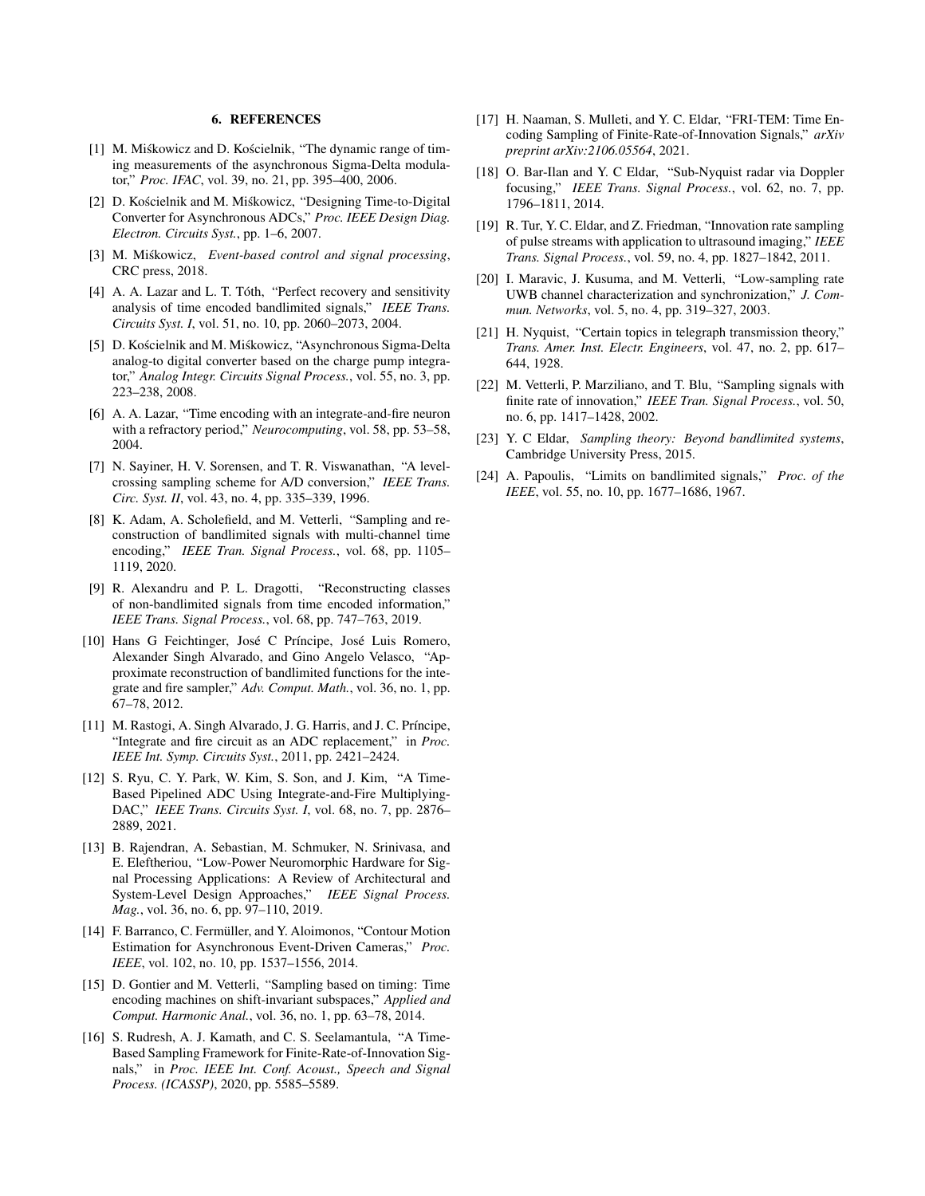## 6. REFERENCES

[1] M. Miśkowicz and D. Kościelnik, "The dynamic range of timing measurements of the asynchronous Sigma-Delta modulator," *Proc. IFAC*, vol. 39, no. 21, pp. 395–400, 2006.

[2] D. Kościelnik and M. Miśkowicz, "Designing Time-to-Digital Converter for Asynchronous ADCs," *Proc. IEEE Design Diag. Electron. Circuits Syst.*, pp. 1–6, 2007.

[3] M. Miśkowicz, *Event-based control and signal processing*, CRC press, 2018.

[4] A. A. Lazar and L. T. Tóth, "Perfect recovery and sensitivity analysis of time encoded bandlimited signals," *IEEE Trans. Circuits Syst. I*, vol. 51, no. 10, pp. 2060–2073, 2004.

[5] D. Kościelnik and M. Miśkowicz, "Asynchronous Sigma-Delta analog-to digital converter based on the charge pump integrator," *Analog Integr. Circuits Signal Process.*, vol. 55, no. 3, pp. 223–238, 2008.

[6] A. A. Lazar, "Time encoding with an integrate-and-fire neuron with a refractory period," *Neurocomputing*, vol. 58, pp. 53–58, 2004.

[7] N. Sayiner, H. V. Sorensen, and T. R. Viswanathan, "A level-crossing sampling scheme for A/D conversion," *IEEE Trans. Circ. Syst. II*, vol. 43, no. 4, pp. 335–339, 1996.

[8] K. Adam, A. Scholefield, and M. Vetterli, "Sampling and reconstruction of bandlimited signals with multi-channel time encoding," *IEEE Tran. Signal Process.*, vol. 68, pp. 1105–1119, 2020.

[9] R. Alexandru and P. L. Dragotti, "Reconstructing classes of non-bandlimited signals from time encoded information," *IEEE Trans. Signal Process.*, vol. 68, pp. 747–763, 2019.

[10] Hans G Feichtinger, José C Príncipe, José Luis Romero, Alexander Singh Alvarado, and Gino Angelo Velasco, "Approximate reconstruction of bandlimited functions for the integrate and fire sampler," *Adv. Comput. Math.*, vol. 36, no. 1, pp. 67–78, 2012.

[11] M. Rastogi, A. Singh Alvarado, J. G. Harris, and J. C. Príncipe, "Integrate and fire circuit as an ADC replacement," in *Proc. IEEE Int. Symp. Circuits Syst.*, 2011, pp. 2421–2424.

[12] S. Ryu, C. Y. Park, W. Kim, S. Son, and J. Kim, "A Time-Based Pipelined ADC Using Integrate-and-Fire Multiplying-DAC," *IEEE Trans. Circuits Syst. I*, vol. 68, no. 7, pp. 2876–2889, 2021.

[13] B. Rajendran, A. Sebastian, M. Schmuker, N. Srinivasa, and E. Eleftheriou, "Low-Power Neuromorphic Hardware for Signal Processing Applications: A Review of Architectural and System-Level Design Approaches," *IEEE Signal Process. Mag.*, vol. 36, no. 6, pp. 97–110, 2019.

[14] F. Barranco, C. Fermüller, and Y. Aloimonos, "Contour Motion Estimation for Asynchronous Event-Driven Cameras," *Proc. IEEE*, vol. 102, no. 10, pp. 1537–1556, 2014.

[15] D. Gontier and M. Vetterli, "Sampling based on timing: Time encoding machines on shift-invariant subspaces," *Applied and Comput. Harmonic Anal.*, vol. 36, no. 1, pp. 63–78, 2014.

[16] S. Rudresh, A. J. Kamath, and C. S. Seelamantula, "A Time-Based Sampling Framework for Finite-Rate-of-Innovation Signals," in *Proc. IEEE Int. Conf. Acoust., Speech and Signal Process. (ICASSP)*, 2020, pp. 5585–5589.

[17] H. Naaman, S. Mulleti, and Y. C. Eldar, "FRI-TEM: Time Encoding Sampling of Finite-Rate-of-Innovation Signals," *arXiv preprint arXiv:2106.05564*, 2021.

[18] O. Bar-Ilan and Y. C Eldar, "Sub-Nyquist radar via Doppler focusing," *IEEE Trans. Signal Process.*, vol. 62, no. 7, pp. 1796–1811, 2014.

[19] R. Tur, Y. C. Eldar, and Z. Friedman, "Innovation rate sampling of pulse streams with application to ultrasound imaging," *IEEE Trans. Signal Process.*, vol. 59, no. 4, pp. 1827–1842, 2011.

[20] I. Maravic, J. Kusuma, and M. Vetterli, "Low-sampling rate UWB channel characterization and synchronization," *J. Commun. Networks*, vol. 5, no. 4, pp. 319–327, 2003.

[21] H. Nyquist, "Certain topics in telegraph transmission theory," *Trans. Amer. Inst. Electr. Engineers*, vol. 47, no. 2, pp. 617–644, 1928.

[22] M. Vetterli, P. Marziliano, and T. Blu, "Sampling signals with finite rate of innovation," *IEEE Tran. Signal Process.*, vol. 50, no. 6, pp. 1417–1428, 2002.

[23] Y. C Eldar, *Sampling theory: Beyond bandlimited systems*, Cambridge University Press, 2015.

[24] A. Papoulis, "Limits on bandlimited signals," *Proc. of the IEEE*, vol. 55, no. 10, pp. 1677–1686, 1967.